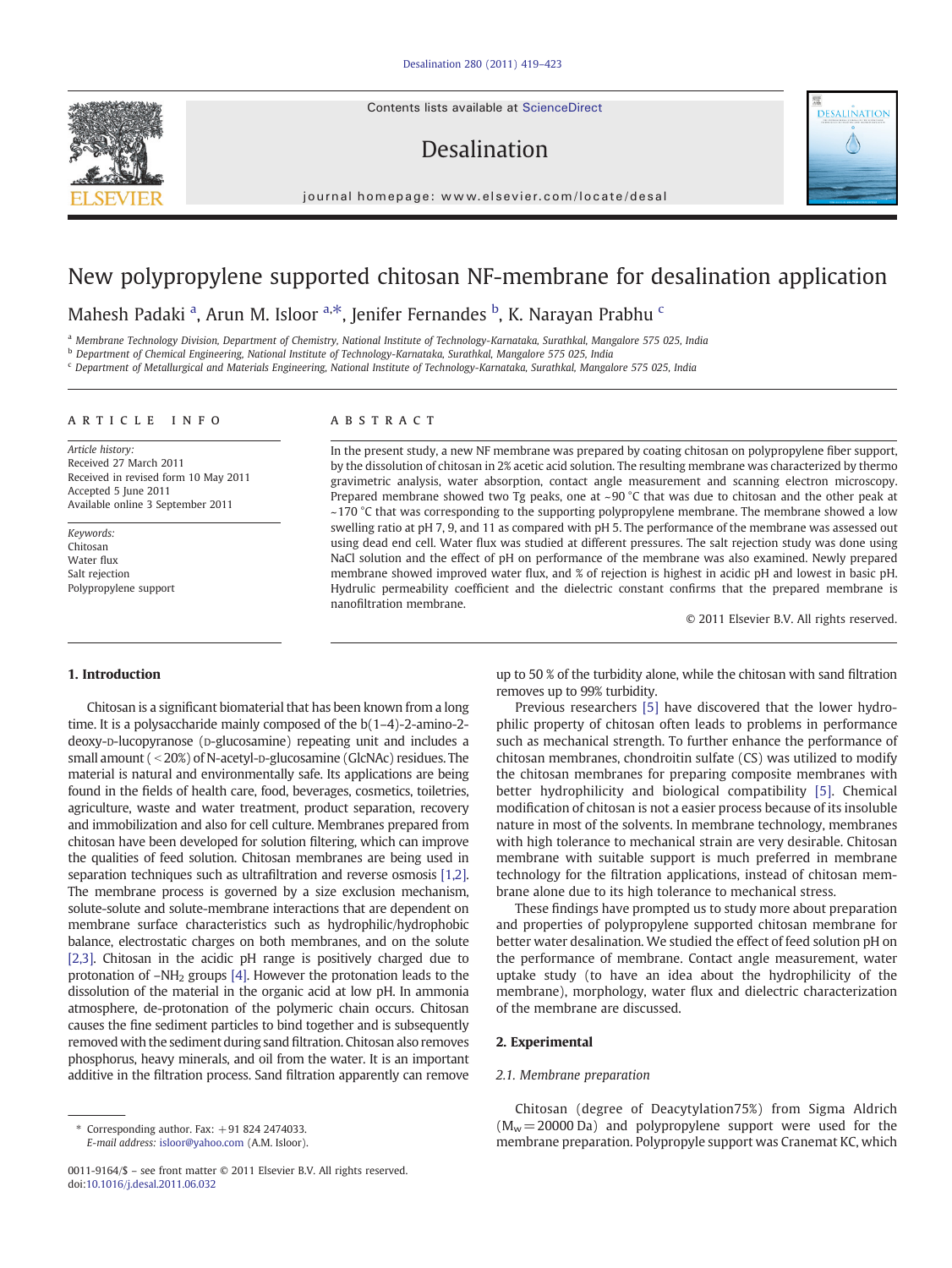# New polypropylene supported chitosan NF-membrane for desalination application

Mahesh Padaki [a], Arun M. Isloor [a,*], Jenifer Fernandes [b], K. Narayan Prabhu [c]

[a] Membrane Technology Division, Department of Chemistry, National Institute of Technology-Karnataka, Surathkal, Mangalore 575 025, India
[b] Department of Chemical Engineering, National Institute of Technology-Karnataka, Surathkal, Mangalore 575 025, India
[c] Department of Metallurgical and Materials Engineering, National Institute of Technology-Karnataka, Surathkal, Mangalore 575 025, India

## ARTICLE INFO

*Article history:*
Received 27 March 2011
Received in revised form 10 May 2011
Accepted 5 June 2011
Available online 3 September 2011

*Keywords:*
Chitosan
Water flux
Salt rejection
Polypropylene support

## ABSTRACT

In the present study, a new NF membrane was prepared by coating chitosan on polypropylene fiber support, by the dissolution of chitosan in 2% acetic acid solution. The resulting membrane was characterized by thermo gravimetric analysis, water absorption, contact angle measurement and scanning electron microscopy. Prepared membrane showed two Tg peaks, one at ~90 °C that was due to chitosan and the other peak at ~170 °C that was corresponding to the supporting polypropylene membrane. The membrane showed a low swelling ratio at pH 7, 9, and 11 as compared with pH 5. The performance of the membrane was assessed out using dead end cell. Water flux was studied at different pressures. The salt rejection study was done using NaCl solution and the effect of pH on performance of the membrane was also examined. Newly prepared membrane showed improved water flux, and % of rejection is highest in acidic pH and lowest in basic pH. Hydrulic permeability coefficient and the dielectric constant confirms that the prepared membrane is nanofiltration membrane.

© 2011 Elsevier B.V. All rights reserved.

## 1. Introduction

Chitosan is a significant biomaterial that has been known from a long time. It is a polysaccharide mainly composed of the b(1–4)-2-amino-2-deoxy-D-lucopyranose (D-glucosamine) repeating unit and includes a small amount (<20%) of N-acetyl-D-glucosamine (GlcNAc) residues. The material is natural and environmentally safe. Its applications are being found in the fields of health care, food, beverages, cosmetics, toiletries, agriculture, waste and water treatment, product separation, recovery and immobilization and also for cell culture. Membranes prepared from chitosan have been developed for solution filtering, which can improve the qualities of feed solution. Chitosan membranes are being used in separation techniques such as ultrafiltration and reverse osmosis [1,2]. The membrane process is governed by a size exclusion mechanism, solute-solute and solute-membrane interactions that are dependent on membrane surface characteristics such as hydrophilic/hydrophobic balance, electrostatic charges on both membranes, and on the solute [2,3]. Chitosan in the acidic pH range is positively charged due to protonation of $-NH_2$ groups [4]. However the protonation leads to the dissolution of the material in the organic acid at low pH. In ammonia atmosphere, de-protonation of the polymeric chain occurs. Chitosan causes the fine sediment particles to bind together and is subsequently removed with the sediment during sand filtration. Chitosan also removes phosphorus, heavy minerals, and oil from the water. It is an important additive in the filtration process. Sand filtration apparently can remove up to 50 % of the turbidity alone, while the chitosan with sand filtration removes up to 99% turbidity.

Previous researchers [5] have discovered that the lower hydrophilic property of chitosan often leads to problems in performance such as mechanical strength. To further enhance the performance of chitosan membranes, chondroitin sulfate (CS) was utilized to modify the chitosan membranes for preparing composite membranes with better hydrophilicity and biological compatibility [5]. Chemical modification of chitosan is not a easier process because of its insoluble nature in most of the solvents. In membrane technology, membranes with high tolerance to mechanical strain are very desirable. Chitosan membrane with suitable support is much preferred in membrane technology for the filtration applications, instead of chitosan membrane alone due to its high tolerance to mechanical stress.

These findings have prompted us to study more about preparation and properties of polypropylene supported chitosan membrane for better water desalination. We studied the effect of feed solution pH on the performance of membrane. Contact angle measurement, water uptake study (to have an idea about the hydrophilicity of the membrane), morphology, water flux and dielectric characterization of the membrane are discussed.

## 2. Experimental

### 2.1. Membrane preparation

Chitosan (degree of Deacytylation75%) from Sigma Aldrich ($M_w$ = 20000 Da) and polypropylene support were used for the membrane preparation. Polypropyle support was Cranemat KC, which

* Corresponding author. Fax: +91 824 2474033.
*E-mail address:* isloor@yahoo.com (A.M. Isloor).

0011-9164/$ – see front matter © 2011 Elsevier B.V. All rights reserved.
doi:10.1016/j.desal.2011.06.032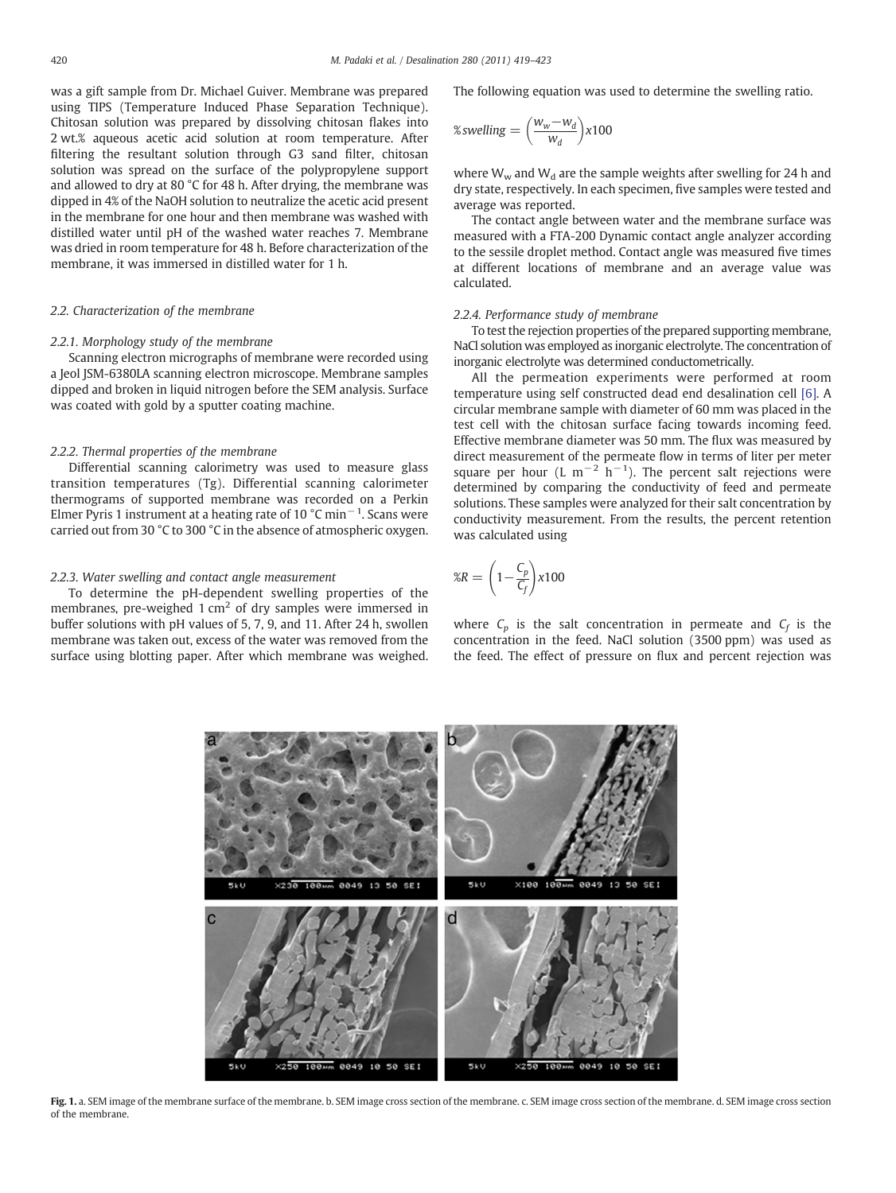was a gift sample from Dr. Michael Guiver. Membrane was prepared using TIPS (Temperature Induced Phase Separation Technique). Chitosan solution was prepared by dissolving chitosan flakes into 2 wt.% aqueous acetic acid solution at room temperature. After filtering the resultant solution through G3 sand filter, chitosan solution was spread on the surface of the polypropylene support and allowed to dry at 80 °C for 48 h. After drying, the membrane was dipped in 4% of the NaOH solution to neutralize the acetic acid present in the membrane for one hour and then membrane was washed with distilled water until pH of the washed water reaches 7. Membrane was dried in room temperature for 48 h. Before characterization of the membrane, it was immersed in distilled water for 1 h.

### 2.2. Characterization of the membrane

#### 2.2.1. Morphology study of the membrane

Scanning electron micrographs of membrane were recorded using a Jeol JSM-6380LA scanning electron microscope. Membrane samples dipped and broken in liquid nitrogen before the SEM analysis. Surface was coated with gold by a sputter coating machine.

#### 2.2.2. Thermal properties of the membrane

Differential scanning calorimetry was used to measure glass transition temperatures (Tg). Differential scanning calorimeter thermograms of supported membrane was recorded on a Perkin Elmer Pyris 1 instrument at a heating rate of 10 °C $min^{-1}$. Scans were carried out from 30 °C to 300 °C in the absence of atmospheric oxygen.

#### 2.2.3. Water swelling and contact angle measurement

To determine the pH-dependent swelling properties of the membranes, pre-weighed 1 $cm^2$ of dry samples were immersed in buffer solutions with pH values of 5, 7, 9, and 11. After 24 h, swollen membrane was taken out, excess of the water was removed from the surface using blotting paper. After which membrane was weighed. The following equation was used to determine the swelling ratio.

$$\%swelling = \left(\frac{w_w - w_d}{w_d}\right)x100$$

where $W_w$ and $W_d$ are the sample weights after swelling for 24 h and dry state, respectively. In each specimen, five samples were tested and average was reported.

The contact angle between water and the membrane surface was measured with a FTA-200 Dynamic contact angle analyzer according to the sessile droplet method. Contact angle was measured five times at different locations of membrane and an average value was calculated.

#### 2.2.4. Performance study of membrane

To test the rejection properties of the prepared supporting membrane, NaCl solution was employed as inorganic electrolyte. The concentration of inorganic electrolyte was determined conductometrically.

All the permeation experiments were performed at room temperature using self constructed dead end desalination cell [6]. A circular membrane sample with diameter of 60 mm was placed in the test cell with the chitosan surface facing towards incoming feed. Effective membrane diameter was 50 mm. The flux was measured by direct measurement of the permeate flow in terms of liter per meter square per hour (L $m^{-2}$ $h^{-1}$). The percent salt rejections were determined by comparing the conductivity of feed and permeate solutions. These samples were analyzed for their salt concentration by conductivity measurement. From the results, the percent retention was calculated using

$$\%R = \left(1 - \frac{C_p}{C_f}\right)x100$$

where $C_p$ is the salt concentration in permeate and $C_f$ is the concentration in the feed. NaCl solution (3500 ppm) was used as the feed. The effect of pressure on flux and percent rejection was

Fig. 1. a. SEM image of the membrane surface of the membrane. b. SEM image cross section of the membrane. c. SEM image cross section of the membrane. d. SEM image cross section of the membrane.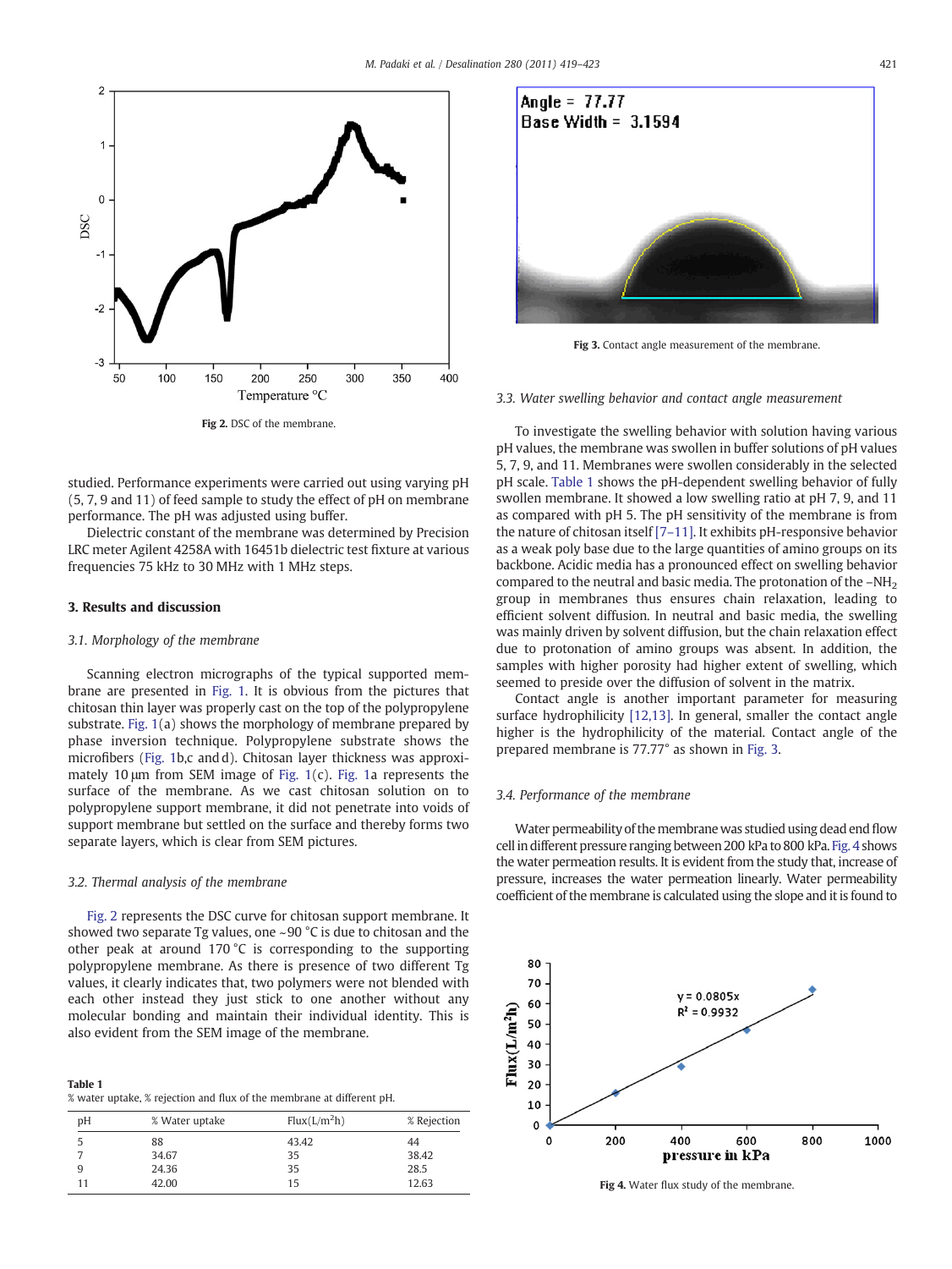Fig 2. DSC of the membrane.

studied. Performance experiments were carried out using varying pH (5, 7, 9 and 11) of feed sample to study the effect of pH on membrane performance. The pH was adjusted using buffer.

Dielectric constant of the membrane was determined by Precision LRC meter Agilent 4258A with 16451b dielectric test fixture at various frequencies 75 kHz to 30 MHz with 1 MHz steps.

## 3. Results and discussion

### 3.1. Morphology of the membrane

Scanning electron micrographs of the typical supported membrane are presented in Fig. 1. It is obvious from the pictures that chitosan thin layer was properly cast on the top of the polypropylene substrate. Fig. 1(a) shows the morphology of membrane prepared by phase inversion technique. Polypropylene substrate shows the microfibers (Fig. 1b,c and d). Chitosan layer thickness was approximately 10 µm from SEM image of Fig. 1(c). Fig. 1a represents the surface of the membrane. As we cast chitosan solution on to polypropylene support membrane, it did not penetrate into voids of support membrane but settled on the surface and thereby forms two separate layers, which is clear from SEM pictures.

### 3.2. Thermal analysis of the membrane

Fig. 2 represents the DSC curve for chitosan support membrane. It showed two separate Tg values, one ~90 °C is due to chitosan and the other peak at around 170 °C is corresponding to the supporting polypropylene membrane. As there is presence of two different Tg values, it clearly indicates that, two polymers were not blended with each other instead they just stick to one another without any molecular bonding and maintain their individual identity. This is also evident from the SEM image of the membrane.

**Table 1**
% water uptake, % rejection and flux of the membrane at different pH.

| pH | % Water uptake | Flux(L/m$^2$h) | % Rejection |
|---|---|---|---|
| 5 | 88 | 43.42 | 44 |
| 7 | 34.67 | 35 | 38.42 |
| 9 | 24.36 | 35 | 28.5 |
| 11 | 42.00 | 15 | 12.63 |

Fig 3. Contact angle measurement of the membrane.

### 3.3. Water swelling behavior and contact angle measurement

To investigate the swelling behavior with solution having various pH values, the membrane was swollen in buffer solutions of pH values 5, 7, 9, and 11. Membranes were swollen considerably in the selected pH scale. Table 1 shows the pH-dependent swelling behavior of fully swollen membrane. It showed a low swelling ratio at pH 7, 9, and 11 as compared with pH 5. The pH sensitivity of the membrane is from the nature of chitosan itself [7–11]. It exhibits pH-responsive behavior as a weak poly base due to the large quantities of amino groups on its backbone. Acidic media has a pronounced effect on swelling behavior compared to the neutral and basic media. The protonation of the $-NH_2$ group in membranes thus ensures chain relaxation, leading to efficient solvent diffusion. In neutral and basic media, the swelling was mainly driven by solvent diffusion, but the chain relaxation effect due to protonation of amino groups was absent. In addition, the samples with higher porosity had higher extent of swelling, which seemed to preside over the diffusion of solvent in the matrix.

Contact angle is another important parameter for measuring surface hydrophilicity [12,13]. In general, smaller the contact angle higher is the hydrophilicity of the material. Contact angle of the prepared membrane is 77.77° as shown in Fig. 3.

### 3.4. Performance of the membrane

Water permeability of the membrane was studied using dead end flow cell in different pressure ranging between 200 kPa to 800 kPa. Fig. 4 shows the water permeation results. It is evident from the study that, increase of pressure, increases the water permeation linearly. Water permeability coefficient of the membrane is calculated using the slope and it is found to

Fig 4. Water flux study of the membrane.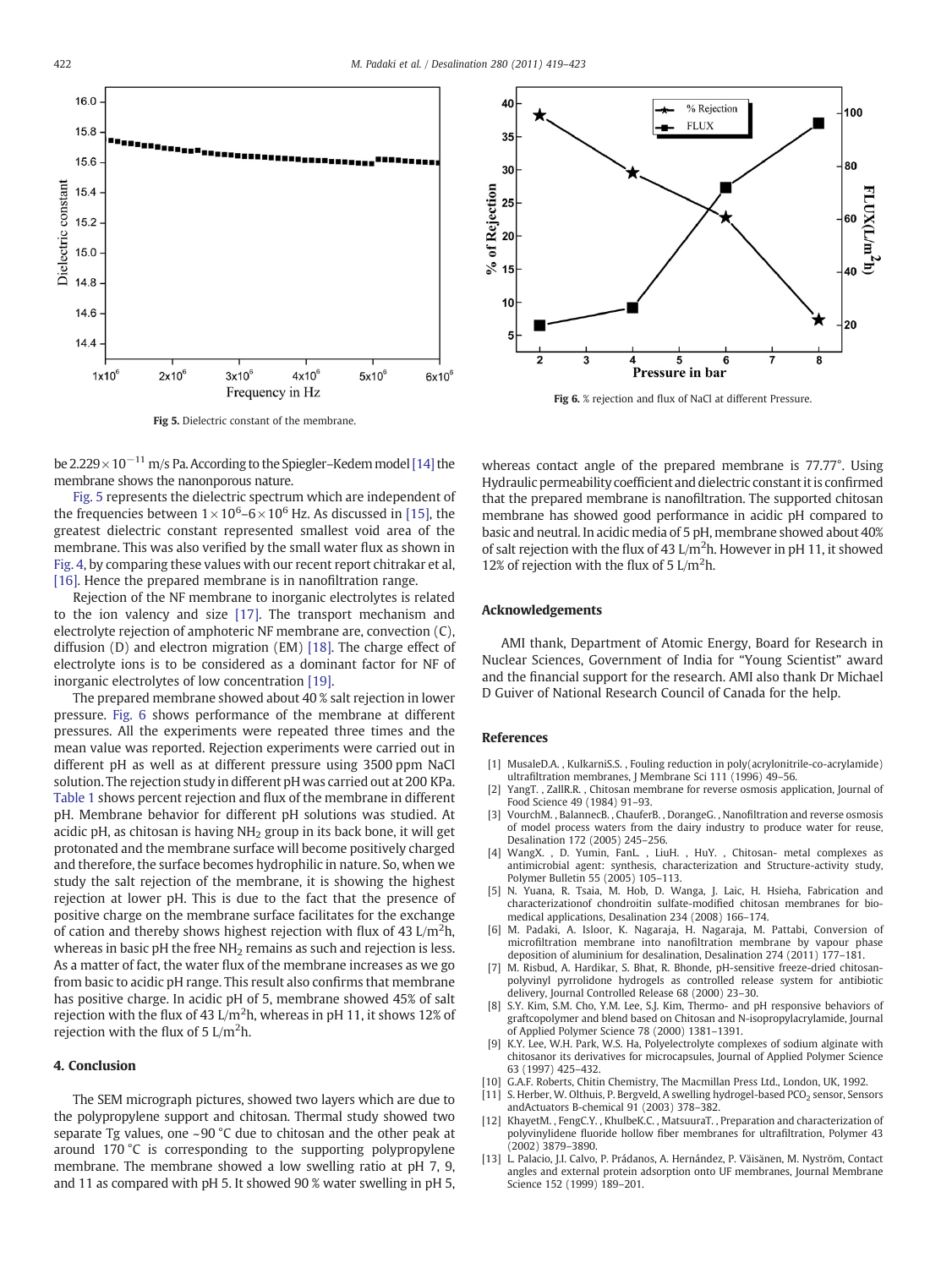Fig 5. Dielectric constant of the membrane.

Fig 6. % rejection and flux of NaCl at different Pressure.

be $2.229 \times 10^{-11}$ m/s Pa. According to the Spiegler–Kedem model [14] the membrane shows the nanonporous nature.

Fig. 5 represents the dielectric spectrum which are independent of the frequencies between $1 \times 10^6$–$6 \times 10^6$ Hz. As discussed in [15], the greatest dielectric constant represented smallest void area of the membrane. This was also verified by the small water flux as shown in Fig. 4, by comparing these values with our recent report chitrakar et al, [16]. Hence the prepared membrane is in nanofiltration range.

Rejection of the NF membrane to inorganic electrolytes is related to the ion valency and size [17]. The transport mechanism and electrolyte rejection of amphoteric NF membrane are, convection (C), diffusion (D) and electron migration (EM) [18]. The charge effect of electrolyte ions is to be considered as a dominant factor for NF of inorganic electrolytes of low concentration [19].

The prepared membrane showed about 40 % salt rejection in lower pressure. Fig. 6 shows performance of the membrane at different pressures. All the experiments were repeated three times and the mean value was reported. Rejection experiments were carried out in different pH as well as at different pressure using 3500 ppm NaCl solution. The rejection study in different pH was carried out at 200 KPa. Table 1 shows percent rejection and flux of the membrane in different pH. Membrane behavior for different pH solutions was studied. At acidic pH, as chitosan is having $NH_2$ group in its back bone, it will get protonated and the membrane surface will become positively charged and therefore, the surface becomes hydrophilic in nature. So, when we study the salt rejection of the membrane, it is showing the highest rejection at lower pH. This is due to the fact that the presence of positive charge on the membrane surface facilitates for the exchange of cation and thereby shows highest rejection with flux of 43 L/m$^2$h, whereas in basic pH the free $NH_2$ remains as such and rejection is less. As a matter of fact, the water flux of the membrane increases as we go from basic to acidic pH range. This result also confirms that membrane has positive charge. In acidic pH of 5, membrane showed 45% of salt rejection with the flux of 43 L/m$^2$h, whereas in pH 11, it shows 12% of rejection with the flux of 5 L/m$^2$h.

## 4. Conclusion

The SEM micrograph pictures, showed two layers which are due to the polypropylene support and chitosan. Thermal study showed two separate Tg values, one ~90 °C due to chitosan and the other peak at around 170 °C is corresponding to the supporting polypropylene membrane. The membrane showed a low swelling ratio at pH 7, 9, and 11 as compared with pH 5. It showed 90 % water swelling in pH 5, whereas contact angle of the prepared membrane is 77.77°. Using Hydraulic permeability coefficient and dielectric constant it is confirmed that the prepared membrane is nanofiltration. The supported chitosan membrane has showed good performance in acidic pH compared to basic and neutral. In acidic media of 5 pH, membrane showed about 40% of salt rejection with the flux of 43 L/m$^2$h. However in pH 11, it showed 12% of rejection with the flux of 5 L/m$^2$h.

## Acknowledgements

AMI thank, Department of Atomic Energy, Board for Research in Nuclear Sciences, Government of India for "Young Scientist" award and the financial support for the research. AMI also thank Dr Michael D Guiver of National Research Council of Canada for the help.

## References

[1] MusaleD.A. , KulkarniS.S. , Fouling reduction in poly(acrylonitrile-co-acrylamide) ultrafiltration membranes, J Membrane Sci 111 (1996) 49–56.

[2] YangT. , ZallR.R. , Chitosan membrane for reverse osmosis application, Journal of Food Science 49 (1984) 91–93.

[3] VourchM. , BalannecB. , ChauferB. , DorangeG. , Nanofiltration and reverse osmosis of model process waters from the dairy industry to produce water for reuse, Desalination 172 (2005) 245–256.

[4] WangX. , D. Yumin, FanL. , LiuH. , HuY. , Chitosan- metal complexes as antimicrobial agent: synthesis, characterization and Structure-activity study, Polymer Bulletin 55 (2005) 105–113.

[5] N. Yuana, R. Tsaia, M. Hob, D. Wanga, J. Laic, H. Hsieha, Fabrication and characterizationof chondroitin sulfate-modified chitosan membranes for biomedical applications, Desalination 234 (2008) 166–174.

[6] M. Padaki, A. Isloor, K. Nagaraja, H. Nagaraja, M. Pattabi, Conversion of microfiltration membrane into nanofiltration membrane by vapour phase deposition of aluminium for desalination, Desalination 274 (2011) 177–181.

[7] M. Risbud, A. Hardikar, S. Bhat, R. Bhonde, pH-sensitive freeze-dried chitosan-polyvinyl pyrrolidone hydrogels as controlled release system for antibiotic delivery, Journal Controlled Release 68 (2000) 23–30.

[8] S.Y. Kim, S.M. Cho, Y.M. Lee, S.J. Kim, Thermo- and pH responsive behaviors of graftcopolymer and blend based on Chitosan and N-isopropylacrylamide, Journal of Applied Polymer Science 78 (2000) 1381–1391.

[9] K.Y. Lee, W.H. Park, W.S. Ha, Polyelectrolyte complexes of sodium alginate with chitosanor its derivatives for microcapsules, Journal of Applied Polymer Science 63 (1997) 425–432.

[10] G.A.F. Roberts, Chitin Chemistry, The Macmillan Press Ltd., London, UK, 1992.

[11] S. Herber, W. Olthuis, P. Bergveld, A swelling hydrogel-based $PCO_2$ sensor, Sensors andActuators B-chemical 91 (2003) 378–382.

[12] KhayetM. , FengC.Y. , KhulbeK.C. , MatsuuraT. , Preparation and characterization of polyvinylidene fluoride hollow fiber membranes for ultrafiltration, Polymer 43 (2002) 3879–3890.

[13] L. Palacio, J.I. Calvo, P. Prádanos, A. Hernández, P. Väisänen, M. Nyström, Contact angles and external protein adsorption onto UF membranes, Journal Membrane Science 152 (1999) 189–201.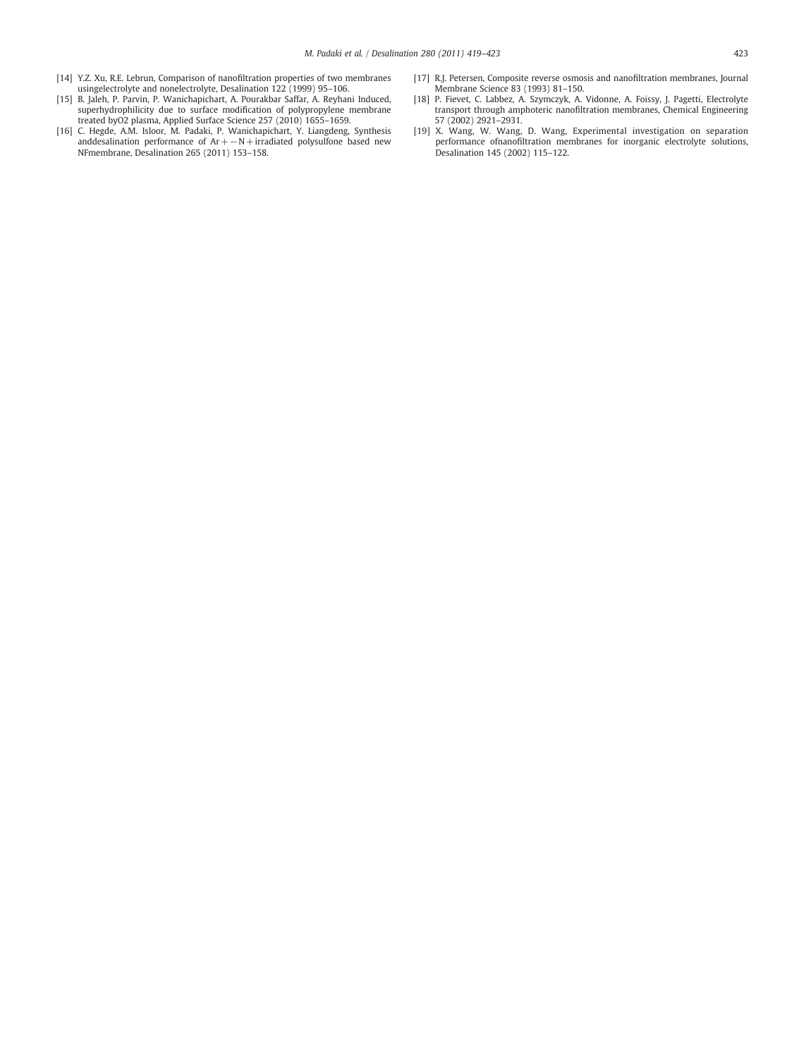[14] Y.Z. Xu, R.E. Lebrun, Comparison of nanofiltration properties of two membranes usingelectrolyte and nonelectrolyte, Desalination 122 (1999) 95–106.

[15] B. Jaleh, P. Parvin, P. Wanichapichart, A. Pourakbar Saffar, A. Reyhani Induced, superhydrophilicity due to surface modification of polypropylene membrane treated byO2 plasma, Applied Surface Science 257 (2010) 1655–1659.

[16] C. Hegde, A.M. Isloor, M. Padaki, P. Wanichapichart, Y. Liangdeng, Synthesis anddesalination performance of Ar+ −N+ irradiated polysulfone based new NFmembrane, Desalination 265 (2011) 153–158.

[17] R.J. Petersen, Composite reverse osmosis and nanofiltration membranes, Journal Membrane Science 83 (1993) 81–150.

[18] P. Fievet, C. Labbez, A. Szymczyk, A. Vidonne, A. Foissy, J. Pagetti, Electrolyte transport through amphoteric nanofiltration membranes, Chemical Engineering 57 (2002) 2921–2931.

[19] X. Wang, W. Wang, D. Wang, Experimental investigation on separation performance ofnanofiltration membranes for inorganic electrolyte solutions, Desalination 145 (2002) 115–122.